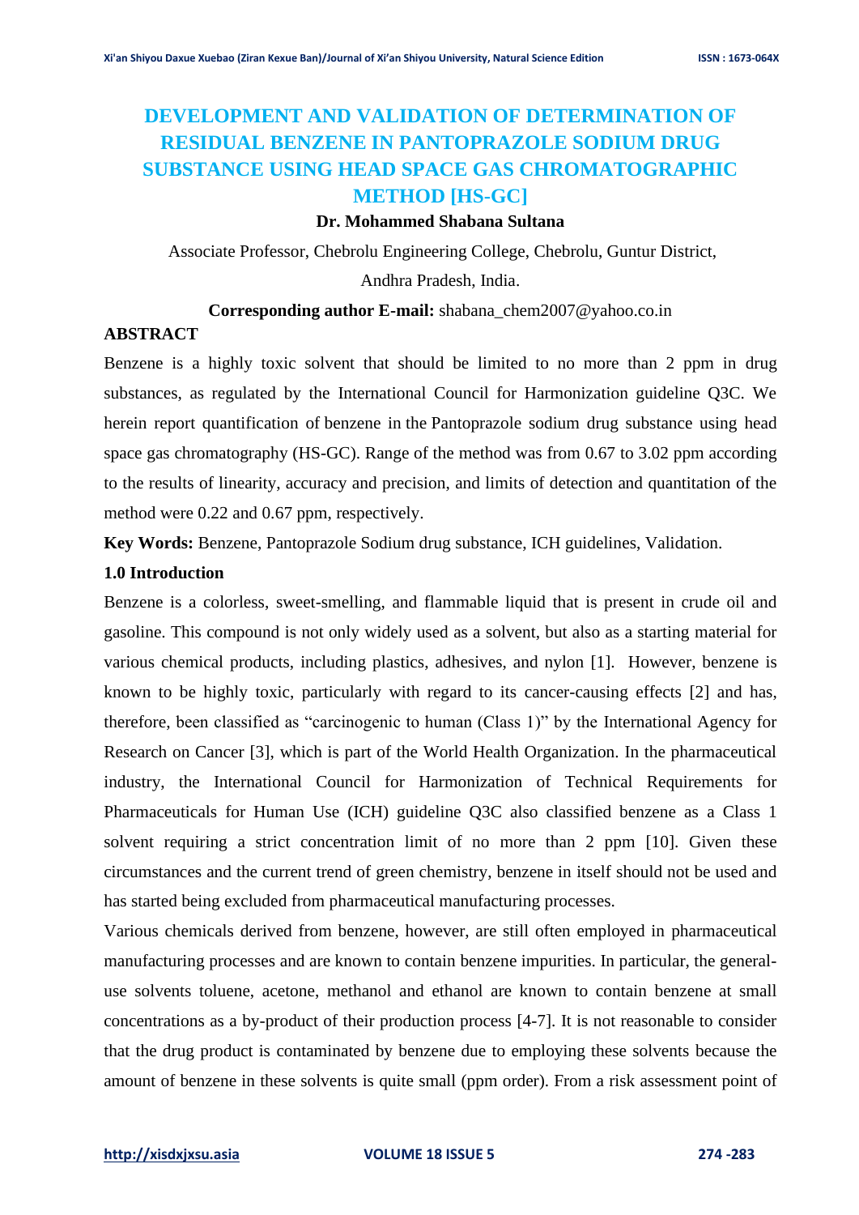# DEVELOPMENT AND VALIDATION OF DETERMINATION OF RESIDUAL BENZENE IN PANTOPRAZOLE SODIUM DRUG SUBSTANCE USING HEAD SPACE GAS CHROMATOGRAPHIC METHOD [HS-GC]

**Dr. Mohammed Shabana Sultana**

Associate Professor, Chebrolu Engineering College, Chebrolu, Guntur District, Andhra Pradesh, India.

**Corresponding author E-mail:** shabana_chem2007@yahoo.co.in

## ABSTRACT

Benzene is a highly toxic solvent that should be limited to no more than 2 ppm in drug substances, as regulated by the International Council for Harmonization guideline Q3C. We herein report quantification of benzene in the Pantoprazole sodium drug substance using head space gas chromatography (HS-GC). Range of the method was from 0.67 to 3.02 ppm according to the results of linearity, accuracy and precision, and limits of detection and quantitation of the method were 0.22 and 0.67 ppm, respectively.

**Key Words:** Benzene, Pantoprazole Sodium drug substance, ICH guidelines, Validation.

## 1.0 Introduction

Benzene is a colorless, sweet-smelling, and flammable liquid that is present in crude oil and gasoline. This compound is not only widely used as a solvent, but also as a starting material for various chemical products, including plastics, adhesives, and nylon [1]. However, benzene is known to be highly toxic, particularly with regard to its cancer-causing effects [2] and has, therefore, been classified as "carcinogenic to human (Class 1)" by the International Agency for Research on Cancer [3], which is part of the World Health Organization. In the pharmaceutical industry, the International Council for Harmonization of Technical Requirements for Pharmaceuticals for Human Use (ICH) guideline Q3C also classified benzene as a Class 1 solvent requiring a strict concentration limit of no more than 2 ppm [10]. Given these circumstances and the current trend of green chemistry, benzene in itself should not be used and has started being excluded from pharmaceutical manufacturing processes.

Various chemicals derived from benzene, however, are still often employed in pharmaceutical manufacturing processes and are known to contain benzene impurities. In particular, the general-use solvents toluene, acetone, methanol and ethanol are known to contain benzene at small concentrations as a by-product of their production process [4-7]. It is not reasonable to consider that the drug product is contaminated by benzene due to employing these solvents because the amount of benzene in these solvents is quite small (ppm order). From a risk assessment point of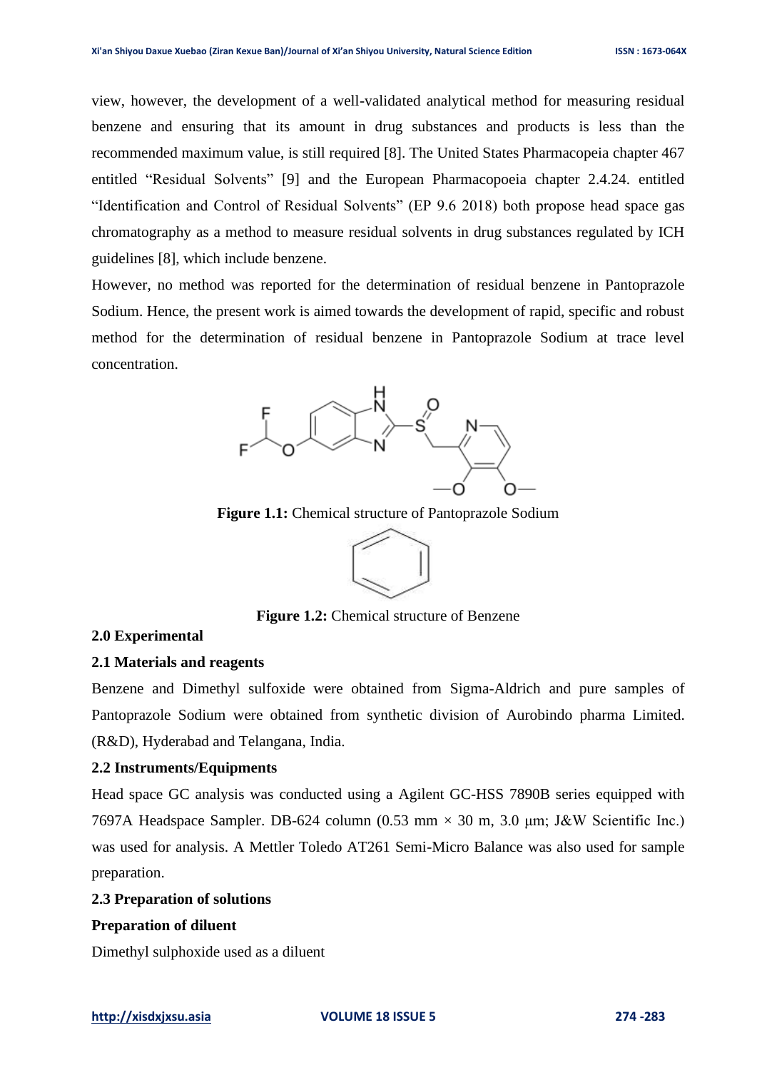view, however, the development of a well-validated analytical method for measuring residual benzene and ensuring that its amount in drug substances and products is less than the recommended maximum value, is still required [8]. The United States Pharmacopeia chapter 467 entitled "Residual Solvents" [9] and the European Pharmacopoeia chapter 2.4.24. entitled "Identification and Control of Residual Solvents" (EP 9.6 2018) both propose head space gas chromatography as a method to measure residual solvents in drug substances regulated by ICH guidelines [8], which include benzene.

However, no method was reported for the determination of residual benzene in Pantoprazole Sodium. Hence, the present work is aimed towards the development of rapid, specific and robust method for the determination of residual benzene in Pantoprazole Sodium at trace level concentration.

**Figure 1.1:** Chemical structure of Pantoprazole Sodium

**Figure 1.2:** Chemical structure of Benzene

## 2.0 Experimental

### 2.1 Materials and reagents

Benzene and Dimethyl sulfoxide were obtained from Sigma-Aldrich and pure samples of Pantoprazole Sodium were obtained from synthetic division of Aurobindo pharma Limited. (R&D), Hyderabad and Telangana, India.

### 2.2 Instruments/Equipments

Head space GC analysis was conducted using a Agilent GC-HSS 7890B series equipped with 7697A Headspace Sampler. DB-624 column (0.53 mm × 30 m, 3.0 μm; J&W Scientific Inc.) was used for analysis. A Mettler Toledo AT261 Semi-Micro Balance was also used for sample preparation.

### 2.3 Preparation of solutions

**Preparation of diluent**

Dimethyl sulphoxide used as a diluent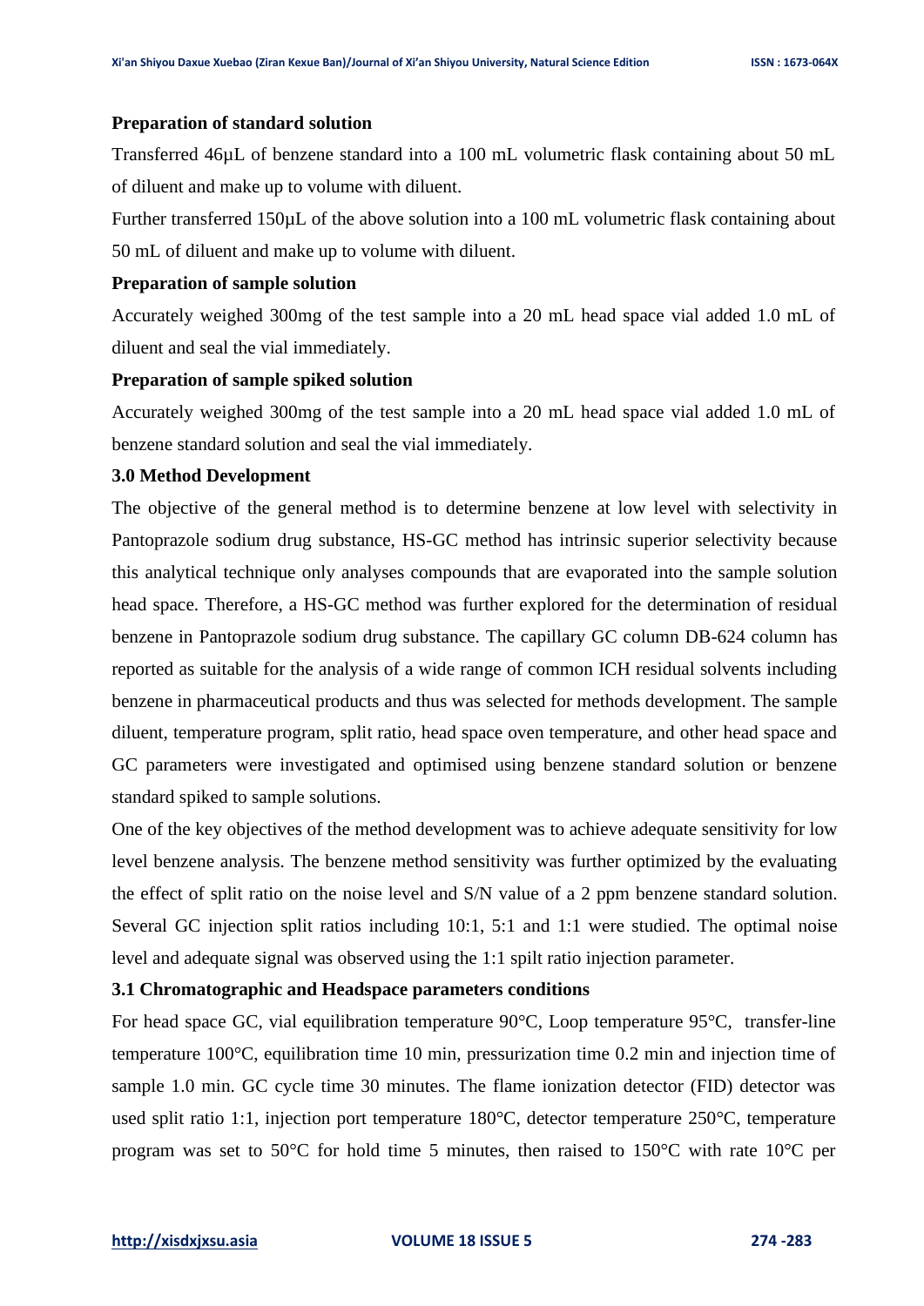**Preparation of standard solution**

Transferred 46µL of benzene standard into a 100 mL volumetric flask containing about 50 mL of diluent and make up to volume with diluent.

Further transferred 150µL of the above solution into a 100 mL volumetric flask containing about 50 mL of diluent and make up to volume with diluent.

**Preparation of sample solution**

Accurately weighed 300mg of the test sample into a 20 mL head space vial added 1.0 mL of diluent and seal the vial immediately.

**Preparation of sample spiked solution**

Accurately weighed 300mg of the test sample into a 20 mL head space vial added 1.0 mL of benzene standard solution and seal the vial immediately.

## 3.0 Method Development

The objective of the general method is to determine benzene at low level with selectivity in Pantoprazole sodium drug substance, HS-GC method has intrinsic superior selectivity because this analytical technique only analyses compounds that are evaporated into the sample solution head space. Therefore, a HS-GC method was further explored for the determination of residual benzene in Pantoprazole sodium drug substance. The capillary GC column DB-624 column has reported as suitable for the analysis of a wide range of common ICH residual solvents including benzene in pharmaceutical products and thus was selected for methods development. The sample diluent, temperature program, split ratio, head space oven temperature, and other head space and GC parameters were investigated and optimised using benzene standard solution or benzene standard spiked to sample solutions.

One of the key objectives of the method development was to achieve adequate sensitivity for low level benzene analysis. The benzene method sensitivity was further optimized by the evaluating the effect of split ratio on the noise level and S/N value of a 2 ppm benzene standard solution. Several GC injection split ratios including 10:1, 5:1 and 1:1 were studied. The optimal noise level and adequate signal was observed using the 1:1 spilt ratio injection parameter.

### 3.1 Chromatographic and Headspace parameters conditions

For head space GC, vial equilibration temperature 90°C, Loop temperature 95°C, transfer-line temperature 100°C, equilibration time 10 min, pressurization time 0.2 min and injection time of sample 1.0 min. GC cycle time 30 minutes. The flame ionization detector (FID) detector was used split ratio 1:1, injection port temperature 180°C, detector temperature 250°C, temperature program was set to 50°C for hold time 5 minutes, then raised to 150°C with rate 10°C per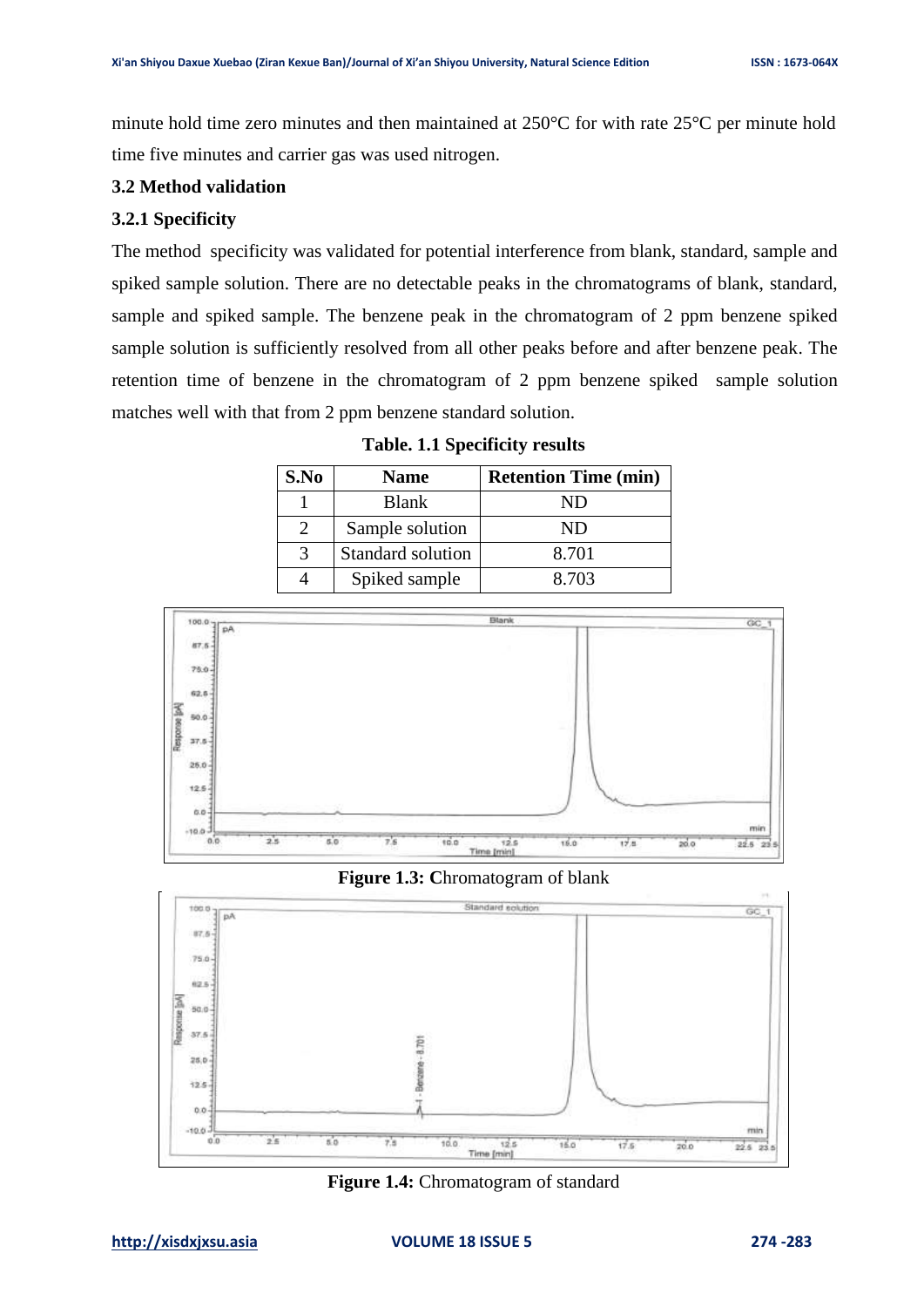minute hold time zero minutes and then maintained at 250°C for with rate 25°C per minute hold time five minutes and carrier gas was used nitrogen.

### 3.2 Method validation

#### 3.2.1 Specificity

The method specificity was validated for potential interference from blank, standard, sample and spiked sample solution. There are no detectable peaks in the chromatograms of blank, standard, sample and spiked sample. The benzene peak in the chromatogram of 2 ppm benzene spiked sample solution is sufficiently resolved from all other peaks before and after benzene peak. The retention time of benzene in the chromatogram of 2 ppm benzene spiked sample solution matches well with that from 2 ppm benzene standard solution.

**Table. 1.1 Specificity results**

| S.No | Name | Retention Time (min) |
|---|---|---|
| 1 | Blank | ND |
| 2 | Sample solution | ND |
| 3 | Standard solution | 8.701 |
| 4 | Spiked sample | 8.703 |

**Figure 1.3:** Chromatogram of blank

**Figure 1.4:** Chromatogram of standard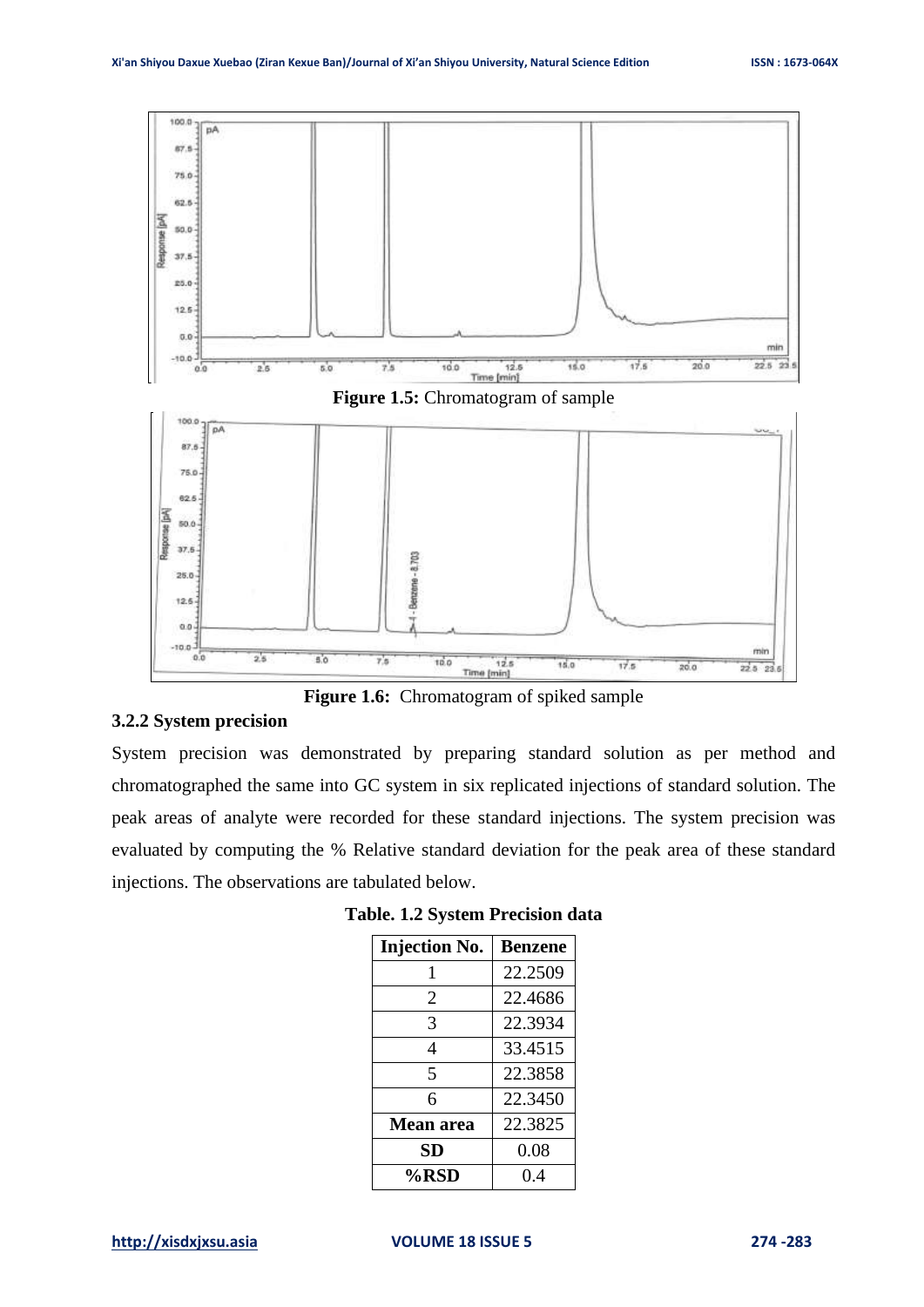**Figure 1.5:** Chromatogram of sample

**Figure 1.6:** Chromatogram of spiked sample

### 3.2.2 System precision

System precision was demonstrated by preparing standard solution as per method and chromatographed the same into GC system in six replicated injections of standard solution. The peak areas of analyte were recorded for these standard injections. The system precision was evaluated by computing the % Relative standard deviation for the peak area of these standard injections. The observations are tabulated below.

**Table. 1.2 System Precision data**

| Injection No. | Benzene |
|---|---|
| 1 | 22.2509 |
| 2 | 22.4686 |
| 3 | 22.3934 |
| 4 | 33.4515 |
| 5 | 22.3858 |
| 6 | 22.3450 |
| **Mean area** | 22.3825 |
| **SD** | 0.08 |
| **%RSD** | 0.4 |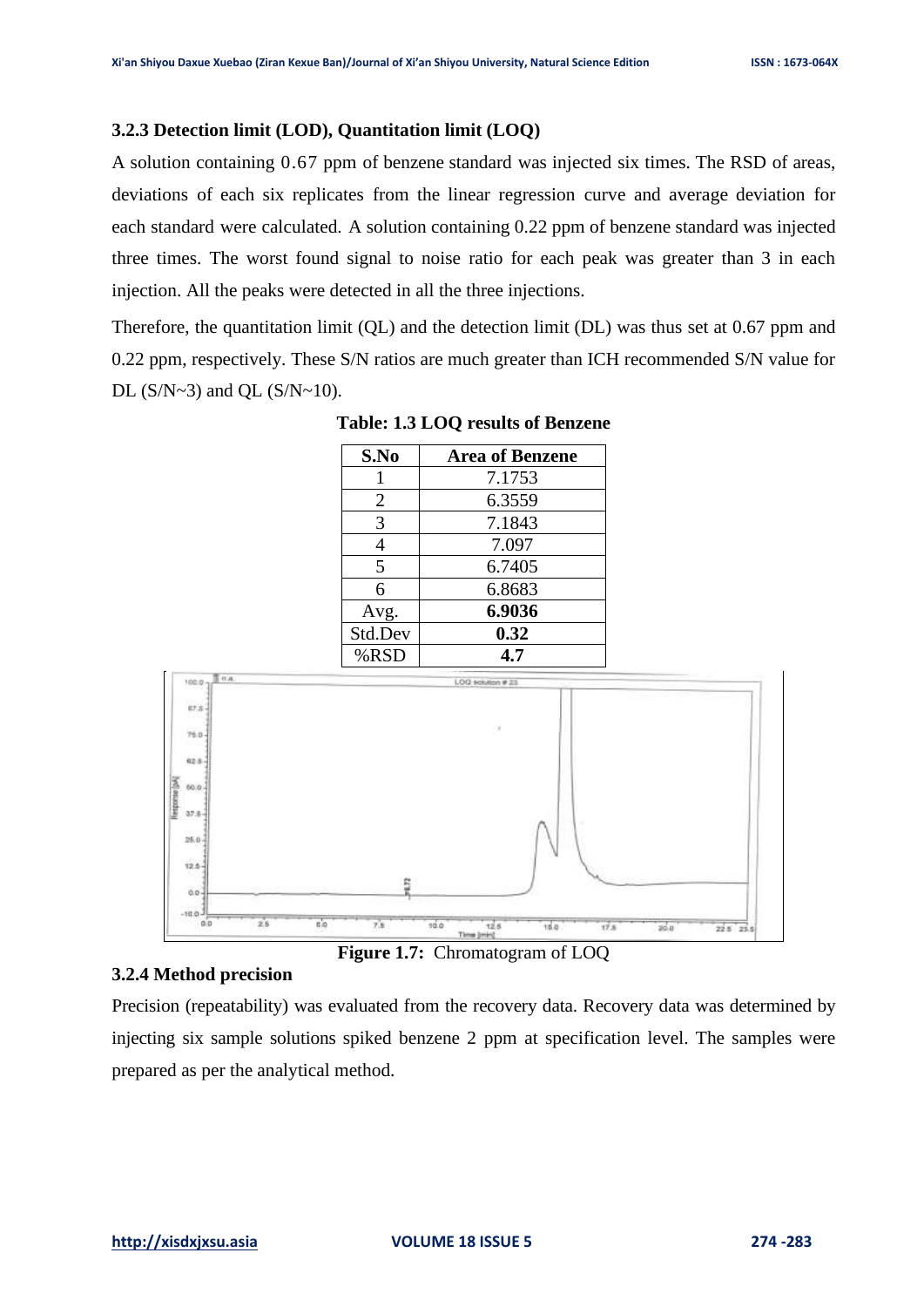### 3.2.3 Detection limit (LOD), Quantitation limit (LOQ)

A solution containing 0.67 ppm of benzene standard was injected six times. The RSD of areas, deviations of each six replicates from the linear regression curve and average deviation for each standard were calculated. A solution containing 0.22 ppm of benzene standard was injected three times. The worst found signal to noise ratio for each peak was greater than 3 in each injection. All the peaks were detected in all the three injections.

Therefore, the quantitation limit (QL) and the detection limit (DL) was thus set at 0.67 ppm and 0.22 ppm, respectively. These S/N ratios are much greater than ICH recommended S/N value for DL (S/N~3) and QL (S/N~10).

**Table: 1.3 LOQ results of Benzene**

| S.No | Area of Benzene |
|---|---|
| 1 | 7.1753 |
| 2 | 6.3559 |
| 3 | 7.1843 |
| 4 | 7.097 |
| 5 | 6.7405 |
| 6 | 6.8683 |
| Avg. | **6.9036** |
| Std.Dev | **0.32** |
| %RSD | **4.7** |

**Figure 1.7:** Chromatogram of LOQ

### 3.2.4 Method precision

Precision (repeatability) was evaluated from the recovery data. Recovery data was determined by injecting six sample solutions spiked benzene 2 ppm at specification level. The samples were prepared as per the analytical method.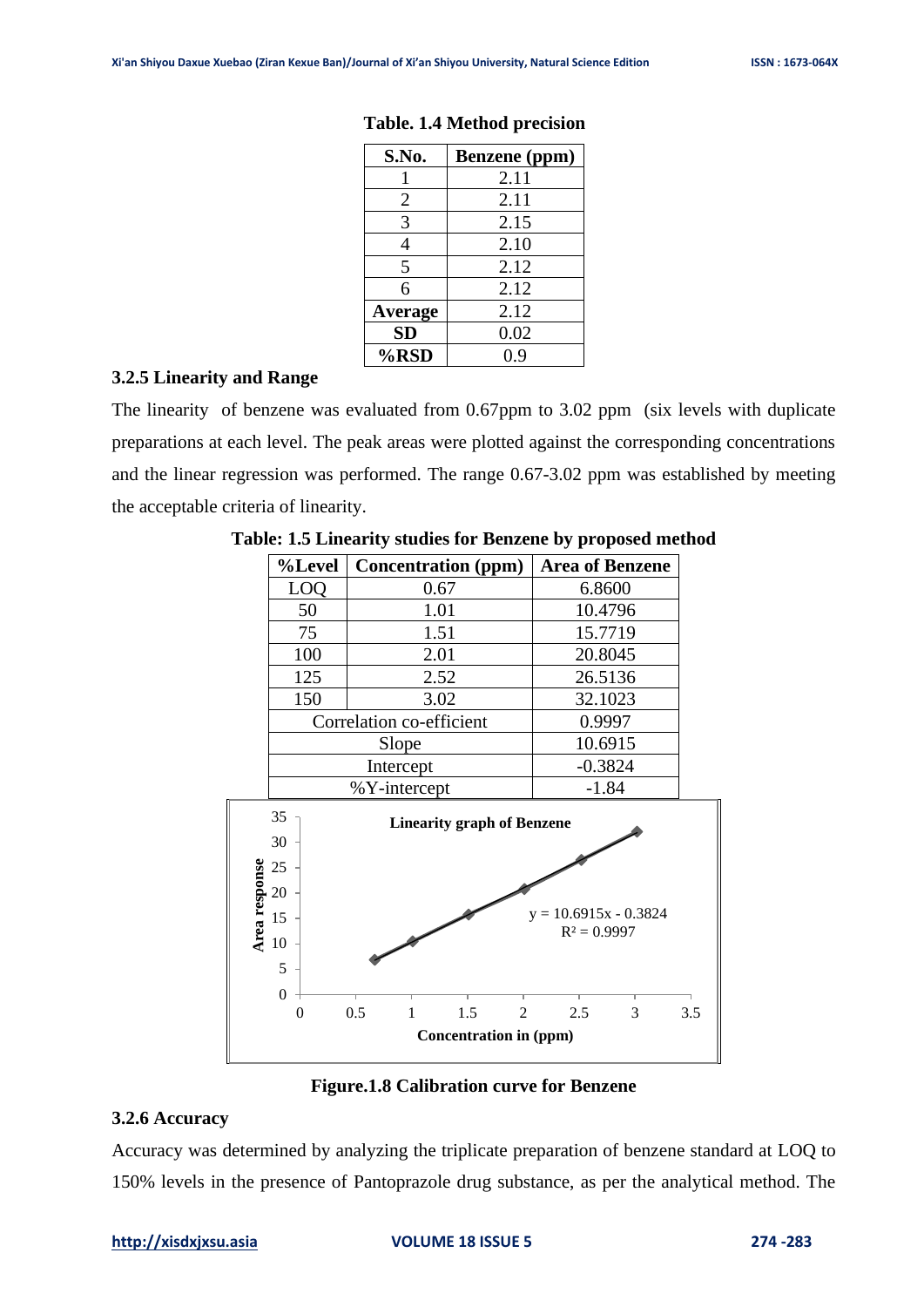**Table. 1.4 Method precision**

| S.No. | Benzene (ppm) |
|---|---|
| 1 | 2.11 |
| 2 | 2.11 |
| 3 | 2.15 |
| 4 | 2.10 |
| 5 | 2.12 |
| 6 | 2.12 |
| **Average** | 2.12 |
| **SD** | 0.02 |
| **%RSD** | 0.9 |

### 3.2.5 Linearity and Range

The linearity of benzene was evaluated from 0.67ppm to 3.02 ppm (six levels with duplicate preparations at each level. The peak areas were plotted against the corresponding concentrations and the linear regression was performed. The range 0.67-3.02 ppm was established by meeting the acceptable criteria of linearity.

**Table: 1.5 Linearity studies for Benzene by proposed method**

| %Level | Concentration (ppm) | Area of Benzene |
|---|---|---|
| LOQ | 0.67 | 6.8600 |
| 50 | 1.01 | 10.4796 |
| 75 | 1.51 | 15.7719 |
| 100 | 2.01 | 20.8045 |
| 125 | 2.52 | 26.5136 |
| 150 | 3.02 | 32.1023 |
| Correlation co-efficient | | 0.9997 |
| Slope | | 10.6915 |
| Intercept | | -0.3824 |
| %Y-intercept | | -1.84 |

**Figure.1.8 Calibration curve for Benzene**

### 3.2.6 Accuracy

Accuracy was determined by analyzing the triplicate preparation of benzene standard at LOQ to 150% levels in the presence of Pantoprazole drug substance, as per the analytical method. The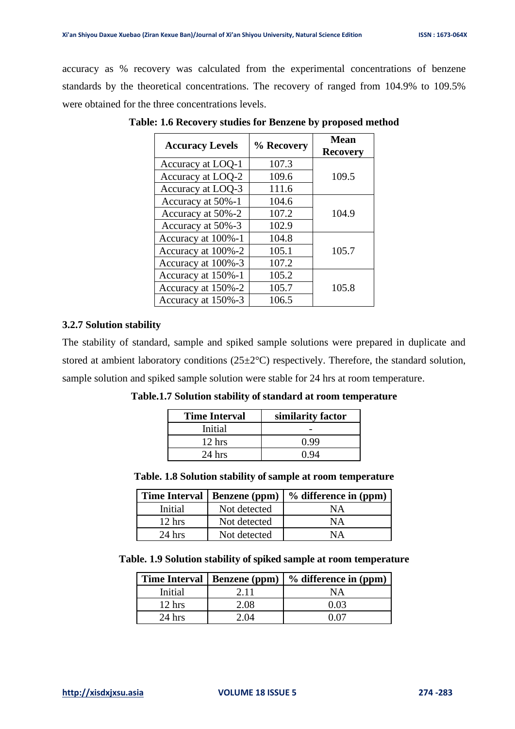accuracy as % recovery was calculated from the experimental concentrations of benzene standards by the theoretical concentrations. The recovery of ranged from 104.9% to 109.5% were obtained for the three concentrations levels.

**Table: 1.6 Recovery studies for Benzene by proposed method**

| Accuracy Levels | % Recovery | Mean Recovery |
|---|---|---|
| Accuracy at LOQ-1 | 107.3 | 109.5 |
| Accuracy at LOQ-2 | 109.6 | |
| Accuracy at LOQ-3 | 111.6 | |
| Accuracy at 50%-1 | 104.6 | 104.9 |
| Accuracy at 50%-2 | 107.2 | |
| Accuracy at 50%-3 | 102.9 | |
| Accuracy at 100%-1 | 104.8 | 105.7 |
| Accuracy at 100%-2 | 105.1 | |
| Accuracy at 100%-3 | 107.2 | |
| Accuracy at 150%-1 | 105.2 | 105.8 |
| Accuracy at 150%-2 | 105.7 | |
| Accuracy at 150%-3 | 106.5 | |

### 3.2.7 Solution stability

The stability of standard, sample and spiked sample solutions were prepared in duplicate and stored at ambient laboratory conditions (25±2°C) respectively. Therefore, the standard solution, sample solution and spiked sample solution were stable for 24 hrs at room temperature.

**Table.1.7 Solution stability of standard at room temperature**

| Time Interval | similarity factor |
|---|---|
| Initial | - |
| 12 hrs | 0.99 |
| 24 hrs | 0.94 |

**Table. 1.8 Solution stability of sample at room temperature**

| Time Interval | Benzene (ppm) | % difference in (ppm) |
|---|---|---|
| Initial | Not detected | NA |
| 12 hrs | Not detected | NA |
| 24 hrs | Not detected | NA |

**Table. 1.9 Solution stability of spiked sample at room temperature**

| Time Interval | Benzene (ppm) | % difference in (ppm) |
|---|---|---|
| Initial | 2.11 | NA |
| 12 hrs | 2.08 | 0.03 |
| 24 hrs | 2.04 | 0.07 |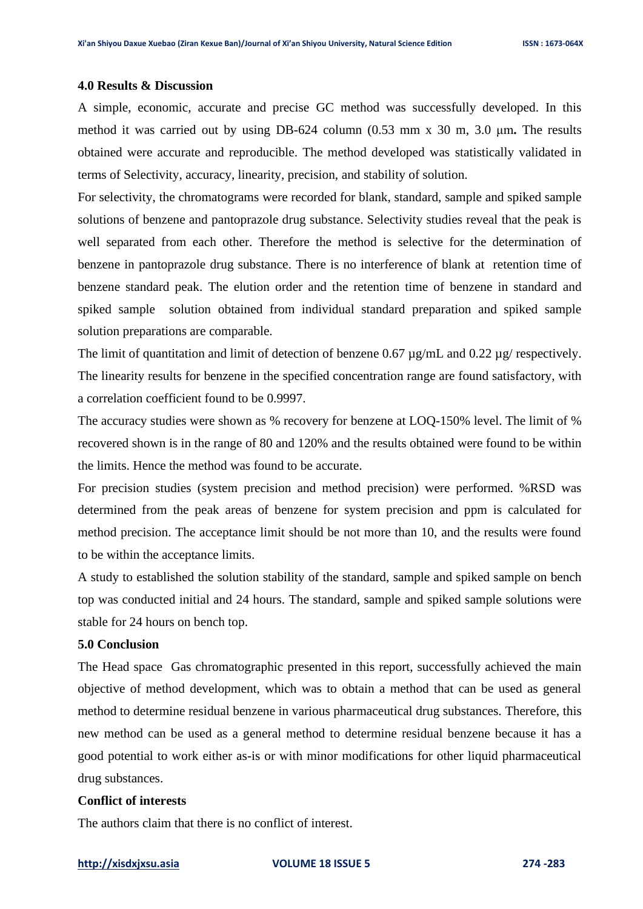**4.0 Results & Discussion**

A simple, economic, accurate and precise GC method was successfully developed. In this method it was carried out by using DB-624 column (0.53 mm x 30 m, 3.0 μm**.** The results obtained were accurate and reproducible. The method developed was statistically validated in terms of Selectivity, accuracy, linearity, precision, and stability of solution.

For selectivity, the chromatograms were recorded for blank, standard, sample and spiked sample solutions of benzene and pantoprazole drug substance. Selectivity studies reveal that the peak is well separated from each other. Therefore the method is selective for the determination of benzene in pantoprazole drug substance. There is no interference of blank at retention time of benzene standard peak. The elution order and the retention time of benzene in standard and spiked sample solution obtained from individual standard preparation and spiked sample solution preparations are comparable.

The limit of quantitation and limit of detection of benzene 0.67 µg/mL and 0.22 µg/ respectively. The linearity results for benzene in the specified concentration range are found satisfactory, with a correlation coefficient found to be 0.9997.

The accuracy studies were shown as % recovery for benzene at LOQ-150% level. The limit of % recovered shown is in the range of 80 and 120% and the results obtained were found to be within the limits. Hence the method was found to be accurate.

For precision studies (system precision and method precision) were performed. %RSD was determined from the peak areas of benzene for system precision and ppm is calculated for method precision. The acceptance limit should be not more than 10, and the results were found to be within the acceptance limits.

A study to established the solution stability of the standard, sample and spiked sample on bench top was conducted initial and 24 hours. The standard, sample and spiked sample solutions were stable for 24 hours on bench top.

**5.0 Conclusion**

The Head space Gas chromatographic presented in this report, successfully achieved the main objective of method development, which was to obtain a method that can be used as general method to determine residual benzene in various pharmaceutical drug substances. Therefore, this new method can be used as a general method to determine residual benzene because it has a good potential to work either as-is or with minor modifications for other liquid pharmaceutical drug substances.

**Conflict of interests**

The authors claim that there is no conflict of interest.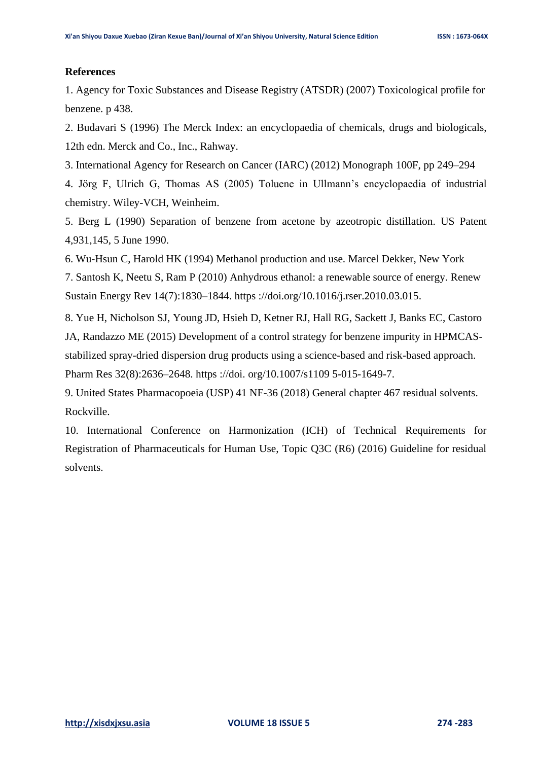## References

1. Agency for Toxic Substances and Disease Registry (ATSDR) (2007) Toxicological profile for benzene. p 438.

2. Budavari S (1996) The Merck Index: an encyclopaedia of chemicals, drugs and biologicals, 12th edn. Merck and Co., Inc., Rahway.

3. International Agency for Research on Cancer (IARC) (2012) Monograph 100F, pp 249–294

4. Jörg F, Ulrich G, Thomas AS (2005) Toluene in Ullmann's encyclopaedia of industrial chemistry. Wiley-VCH, Weinheim.

5. Berg L (1990) Separation of benzene from acetone by azeotropic distillation. US Patent 4,931,145, 5 June 1990.

6. Wu-Hsun C, Harold HK (1994) Methanol production and use. Marcel Dekker, New York

7. Santosh K, Neetu S, Ram P (2010) Anhydrous ethanol: a renewable source of energy. Renew Sustain Energy Rev 14(7):1830–1844. https ://doi.org/10.1016/j.rser.2010.03.015.

8. Yue H, Nicholson SJ, Young JD, Hsieh D, Ketner RJ, Hall RG, Sackett J, Banks EC, Castoro JA, Randazzo ME (2015) Development of a control strategy for benzene impurity in HPMCAS-stabilized spray-dried dispersion drug products using a science-based and risk-based approach. Pharm Res 32(8):2636–2648. https ://doi. org/10.1007/s1109 5-015-1649-7.

9. United States Pharmacopoeia (USP) 41 NF-36 (2018) General chapter 467 residual solvents. Rockville.

10. International Conference on Harmonization (ICH) of Technical Requirements for Registration of Pharmaceuticals for Human Use, Topic Q3C (R6) (2016) Guideline for residual solvents.